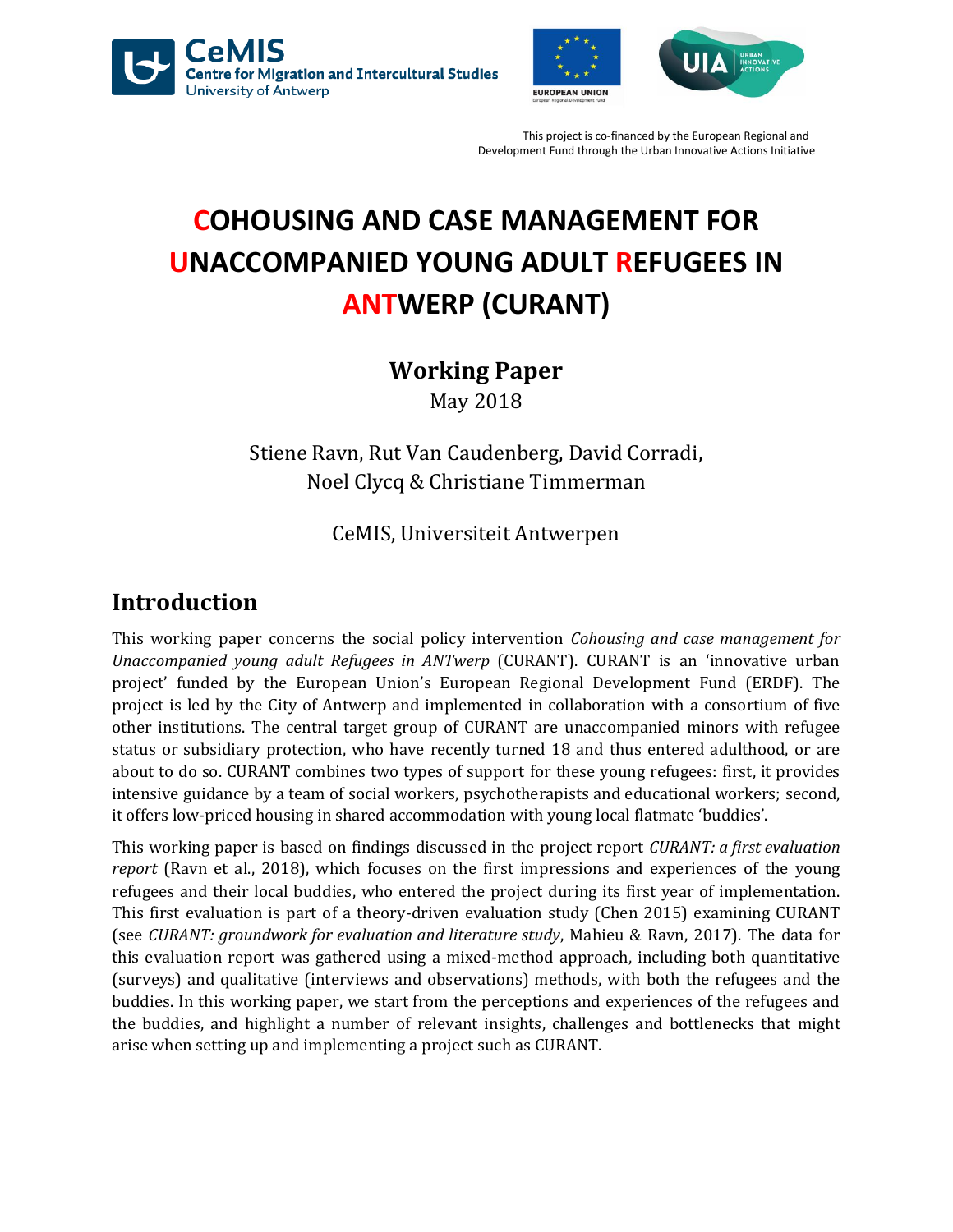CeMIS
Centre for Migration and Intercultural Studies
University of Antwerp

This project is co-financed by the European Regional and Development Fund through the Urban Innovative Actions Initiative

# COHOUSING AND CASE MANAGEMENT FOR UNACCOMPANIED YOUNG ADULT REFUGEES IN ANTWERP (CURANT)

**Working Paper**

May 2018

Stiene Ravn, Rut Van Caudenberg, David Corradi, Noel Clycq & Christiane Timmerman

CeMIS, Universiteit Antwerpen

## Introduction

This working paper concerns the social policy intervention *Cohousing and case management for Unaccompanied young adult Refugees in ANTwerp* (CURANT). CURANT is an 'innovative urban project' funded by the European Union's European Regional Development Fund (ERDF). The project is led by the City of Antwerp and implemented in collaboration with a consortium of five other institutions. The central target group of CURANT are unaccompanied minors with refugee status or subsidiary protection, who have recently turned 18 and thus entered adulthood, or are about to do so. CURANT combines two types of support for these young refugees: first, it provides intensive guidance by a team of social workers, psychotherapists and educational workers; second, it offers low-priced housing in shared accommodation with young local flatmate 'buddies'.

This working paper is based on findings discussed in the project report *CURANT: a first evaluation report* (Ravn et al., 2018), which focuses on the first impressions and experiences of the young refugees and their local buddies, who entered the project during its first year of implementation. This first evaluation is part of a theory-driven evaluation study (Chen 2015) examining CURANT (see *CURANT: groundwork for evaluation and literature study*, Mahieu & Ravn, 2017). The data for this evaluation report was gathered using a mixed-method approach, including both quantitative (surveys) and qualitative (interviews and observations) methods, with both the refugees and the buddies. In this working paper, we start from the perceptions and experiences of the refugees and the buddies, and highlight a number of relevant insights, challenges and bottlenecks that might arise when setting up and implementing a project such as CURANT.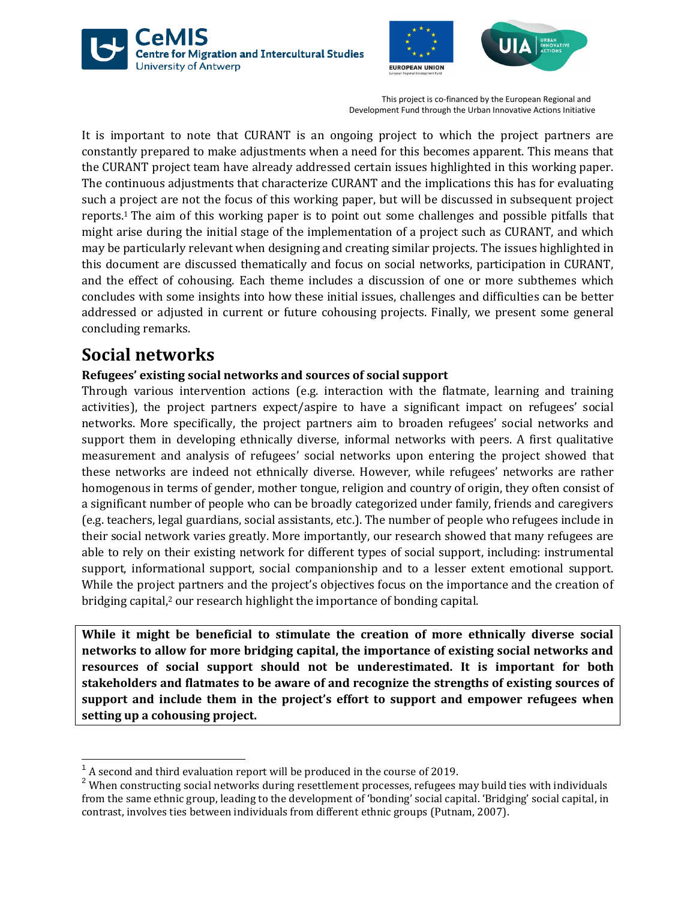It is important to note that CURANT is an ongoing project to which the project partners are constantly prepared to make adjustments when a need for this becomes apparent. This means that the CURANT project team have already addressed certain issues highlighted in this working paper. The continuous adjustments that characterize CURANT and the implications this has for evaluating such a project are not the focus of this working paper, but will be discussed in subsequent project reports.[1] The aim of this working paper is to point out some challenges and possible pitfalls that might arise during the initial stage of the implementation of a project such as CURANT, and which may be particularly relevant when designing and creating similar projects. The issues highlighted in this document are discussed thematically and focus on social networks, participation in CURANT, and the effect of cohousing. Each theme includes a discussion of one or more subthemes which concludes with some insights into how these initial issues, challenges and difficulties can be better addressed or adjusted in current or future cohousing projects. Finally, we present some general concluding remarks.

## Social networks

### Refugees' existing social networks and sources of social support

Through various intervention actions (e.g. interaction with the flatmate, learning and training activities), the project partners expect/aspire to have a significant impact on refugees' social networks. More specifically, the project partners aim to broaden refugees' social networks and support them in developing ethnically diverse, informal networks with peers. A first qualitative measurement and analysis of refugees' social networks upon entering the project showed that these networks are indeed not ethnically diverse. However, while refugees' networks are rather homogenous in terms of gender, mother tongue, religion and country of origin, they often consist of a significant number of people who can be broadly categorized under family, friends and caregivers (e.g. teachers, legal guardians, social assistants, etc.). The number of people who refugees include in their social network varies greatly. More importantly, our research showed that many refugees are able to rely on their existing network for different types of social support, including: instrumental support, informational support, social companionship and to a lesser extent emotional support. While the project partners and the project's objectives focus on the importance and the creation of bridging capital,[2] our research highlight the importance of bonding capital.

**While it might be beneficial to stimulate the creation of more ethnically diverse social networks to allow for more bridging capital, the importance of existing social networks and resources of social support should not be underestimated. It is important for both stakeholders and flatmates to be aware of and recognize the strengths of existing sources of support and include them in the project's effort to support and empower refugees when setting up a cohousing project.**

---

[1] A second and third evaluation report will be produced in the course of 2019.

[2] When constructing social networks during resettlement processes, refugees may build ties with individuals from the same ethnic group, leading to the development of 'bonding' social capital. 'Bridging' social capital, in contrast, involves ties between individuals from different ethnic groups (Putnam, 2007).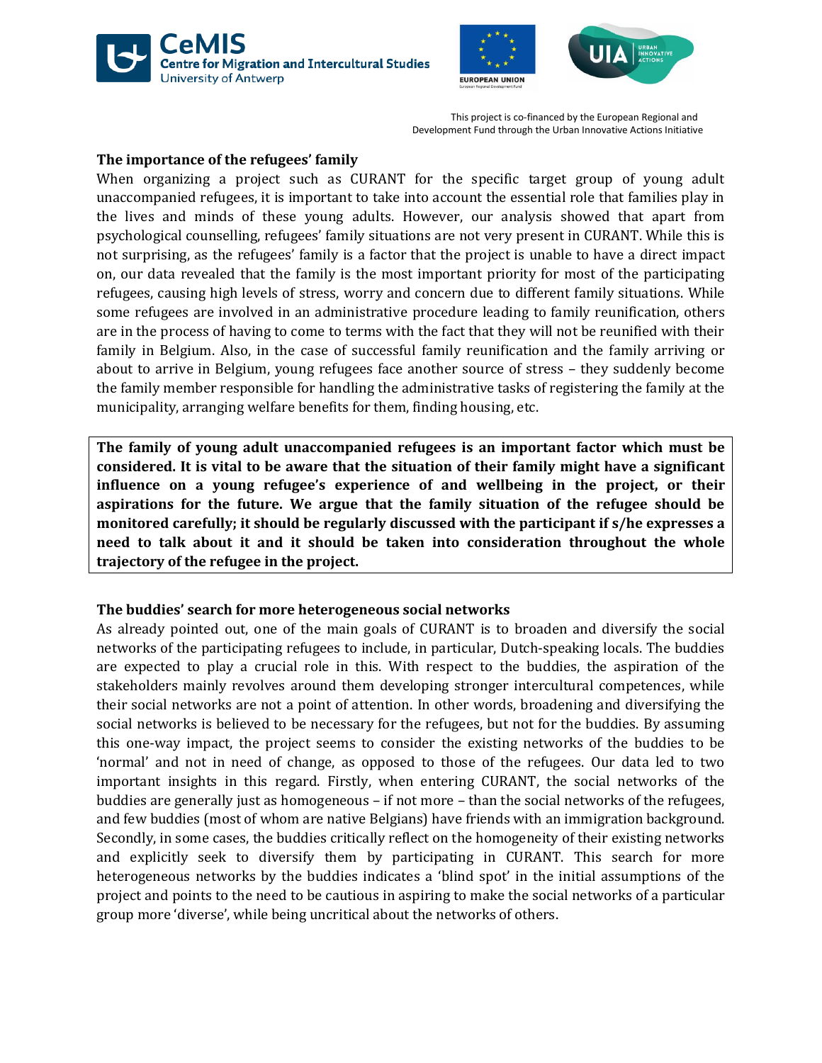### The importance of the refugees' family

When organizing a project such as CURANT for the specific target group of young adult unaccompanied refugees, it is important to take into account the essential role that families play in the lives and minds of these young adults. However, our analysis showed that apart from psychological counselling, refugees' family situations are not very present in CURANT. While this is not surprising, as the refugees' family is a factor that the project is unable to have a direct impact on, our data revealed that the family is the most important priority for most of the participating refugees, causing high levels of stress, worry and concern due to different family situations. While some refugees are involved in an administrative procedure leading to family reunification, others are in the process of having to come to terms with the fact that they will not be reunified with their family in Belgium. Also, in the case of successful family reunification and the family arriving or about to arrive in Belgium, young refugees face another source of stress – they suddenly become the family member responsible for handling the administrative tasks of registering the family at the municipality, arranging welfare benefits for them, finding housing, etc.

**The family of young adult unaccompanied refugees is an important factor which must be considered. It is vital to be aware that the situation of their family might have a significant influence on a young refugee's experience of and wellbeing in the project, or their aspirations for the future. We argue that the family situation of the refugee should be monitored carefully; it should be regularly discussed with the participant if s/he expresses a need to talk about it and it should be taken into consideration throughout the whole trajectory of the refugee in the project.**

### The buddies' search for more heterogeneous social networks

As already pointed out, one of the main goals of CURANT is to broaden and diversify the social networks of the participating refugees to include, in particular, Dutch-speaking locals. The buddies are expected to play a crucial role in this. With respect to the buddies, the aspiration of the stakeholders mainly revolves around them developing stronger intercultural competences, while their social networks are not a point of attention. In other words, broadening and diversifying the social networks is believed to be necessary for the refugees, but not for the buddies. By assuming this one-way impact, the project seems to consider the existing networks of the buddies to be 'normal' and not in need of change, as opposed to those of the refugees. Our data led to two important insights in this regard. Firstly, when entering CURANT, the social networks of the buddies are generally just as homogeneous – if not more – than the social networks of the refugees, and few buddies (most of whom are native Belgians) have friends with an immigration background. Secondly, in some cases, the buddies critically reflect on the homogeneity of their existing networks and explicitly seek to diversify them by participating in CURANT. This search for more heterogeneous networks by the buddies indicates a 'blind spot' in the initial assumptions of the project and points to the need to be cautious in aspiring to make the social networks of a particular group more 'diverse', while being uncritical about the networks of others.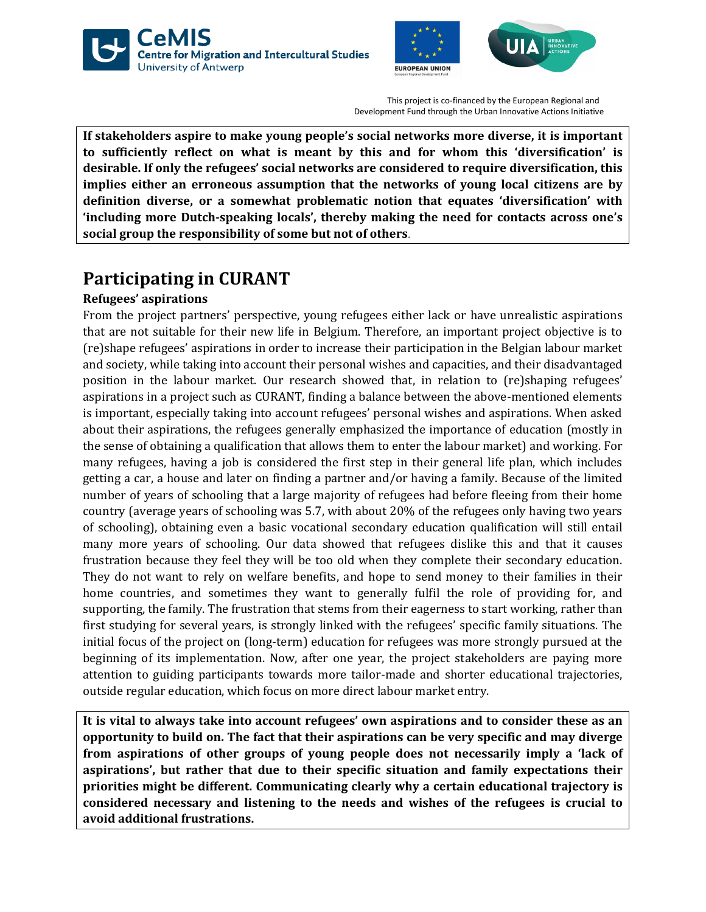**If stakeholders aspire to make young people's social networks more diverse, it is important to sufficiently reflect on what is meant by this and for whom this 'diversification' is desirable. If only the refugees' social networks are considered to require diversification, this implies either an erroneous assumption that the networks of young local citizens are by definition diverse, or a somewhat problematic notion that equates 'diversification' with 'including more Dutch-speaking locals', thereby making the need for contacts across one's social group the responsibility of some but not of others**.

## Participating in CURANT

### Refugees' aspirations

From the project partners' perspective, young refugees either lack or have unrealistic aspirations that are not suitable for their new life in Belgium. Therefore, an important project objective is to (re)shape refugees' aspirations in order to increase their participation in the Belgian labour market and society, while taking into account their personal wishes and capacities, and their disadvantaged position in the labour market. Our research showed that, in relation to (re)shaping refugees' aspirations in a project such as CURANT, finding a balance between the above-mentioned elements is important, especially taking into account refugees' personal wishes and aspirations. When asked about their aspirations, the refugees generally emphasized the importance of education (mostly in the sense of obtaining a qualification that allows them to enter the labour market) and working. For many refugees, having a job is considered the first step in their general life plan, which includes getting a car, a house and later on finding a partner and/or having a family. Because of the limited number of years of schooling that a large majority of refugees had before fleeing from their home country (average years of schooling was 5.7, with about 20% of the refugees only having two years of schooling), obtaining even a basic vocational secondary education qualification will still entail many more years of schooling. Our data showed that refugees dislike this and that it causes frustration because they feel they will be too old when they complete their secondary education. They do not want to rely on welfare benefits, and hope to send money to their families in their home countries, and sometimes they want to generally fulfil the role of providing for, and supporting, the family. The frustration that stems from their eagerness to start working, rather than first studying for several years, is strongly linked with the refugees' specific family situations. The initial focus of the project on (long-term) education for refugees was more strongly pursued at the beginning of its implementation. Now, after one year, the project stakeholders are paying more attention to guiding participants towards more tailor-made and shorter educational trajectories, outside regular education, which focus on more direct labour market entry.

**It is vital to always take into account refugees' own aspirations and to consider these as an opportunity to build on. The fact that their aspirations can be very specific and may diverge from aspirations of other groups of young people does not necessarily imply a 'lack of aspirations', but rather that due to their specific situation and family expectations their priorities might be different. Communicating clearly why a certain educational trajectory is considered necessary and listening to the needs and wishes of the refugees is crucial to avoid additional frustrations.**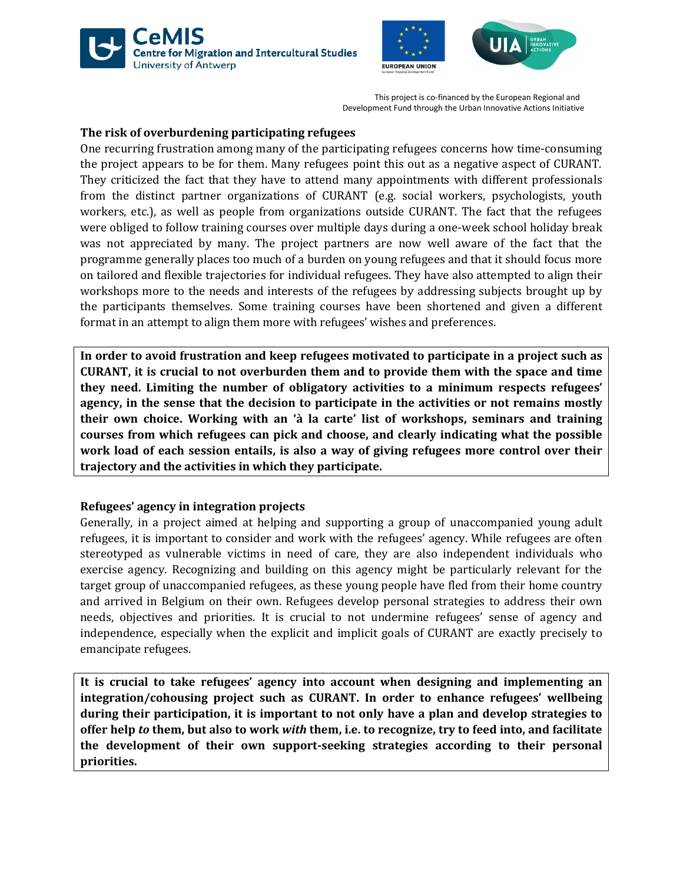### The risk of overburdening participating refugees

One recurring frustration among many of the participating refugees concerns how time-consuming the project appears to be for them. Many refugees point this out as a negative aspect of CURANT. They criticized the fact that they have to attend many appointments with different professionals from the distinct partner organizations of CURANT (e.g. social workers, psychologists, youth workers, etc.), as well as people from organizations outside CURANT. The fact that the refugees were obliged to follow training courses over multiple days during a one-week school holiday break was not appreciated by many. The project partners are now well aware of the fact that the programme generally places too much of a burden on young refugees and that it should focus more on tailored and flexible trajectories for individual refugees. They have also attempted to align their workshops more to the needs and interests of the refugees by addressing subjects brought up by the participants themselves. Some training courses have been shortened and given a different format in an attempt to align them more with refugees' wishes and preferences.

**In order to avoid frustration and keep refugees motivated to participate in a project such as CURANT, it is crucial to not overburden them and to provide them with the space and time they need. Limiting the number of obligatory activities to a minimum respects refugees' agency, in the sense that the decision to participate in the activities or not remains mostly their own choice. Working with an 'à la carte' list of workshops, seminars and training courses from which refugees can pick and choose, and clearly indicating what the possible work load of each session entails, is also a way of giving refugees more control over their trajectory and the activities in which they participate.**

### Refugees' agency in integration projects

Generally, in a project aimed at helping and supporting a group of unaccompanied young adult refugees, it is important to consider and work with the refugees' agency. While refugees are often stereotyped as vulnerable victims in need of care, they are also independent individuals who exercise agency. Recognizing and building on this agency might be particularly relevant for the target group of unaccompanied refugees, as these young people have fled from their home country and arrived in Belgium on their own. Refugees develop personal strategies to address their own needs, objectives and priorities. It is crucial to not undermine refugees' sense of agency and independence, especially when the explicit and implicit goals of CURANT are exactly precisely to emancipate refugees.

**It is crucial to take refugees' agency into account when designing and implementing an integration/cohousing project such as CURANT. In order to enhance refugees' wellbeing during their participation, it is important to not only have a plan and develop strategies to offer help *to* them, but also to work *with* them, i.e. to recognize, try to feed into, and facilitate the development of their own support-seeking strategies according to their personal priorities.**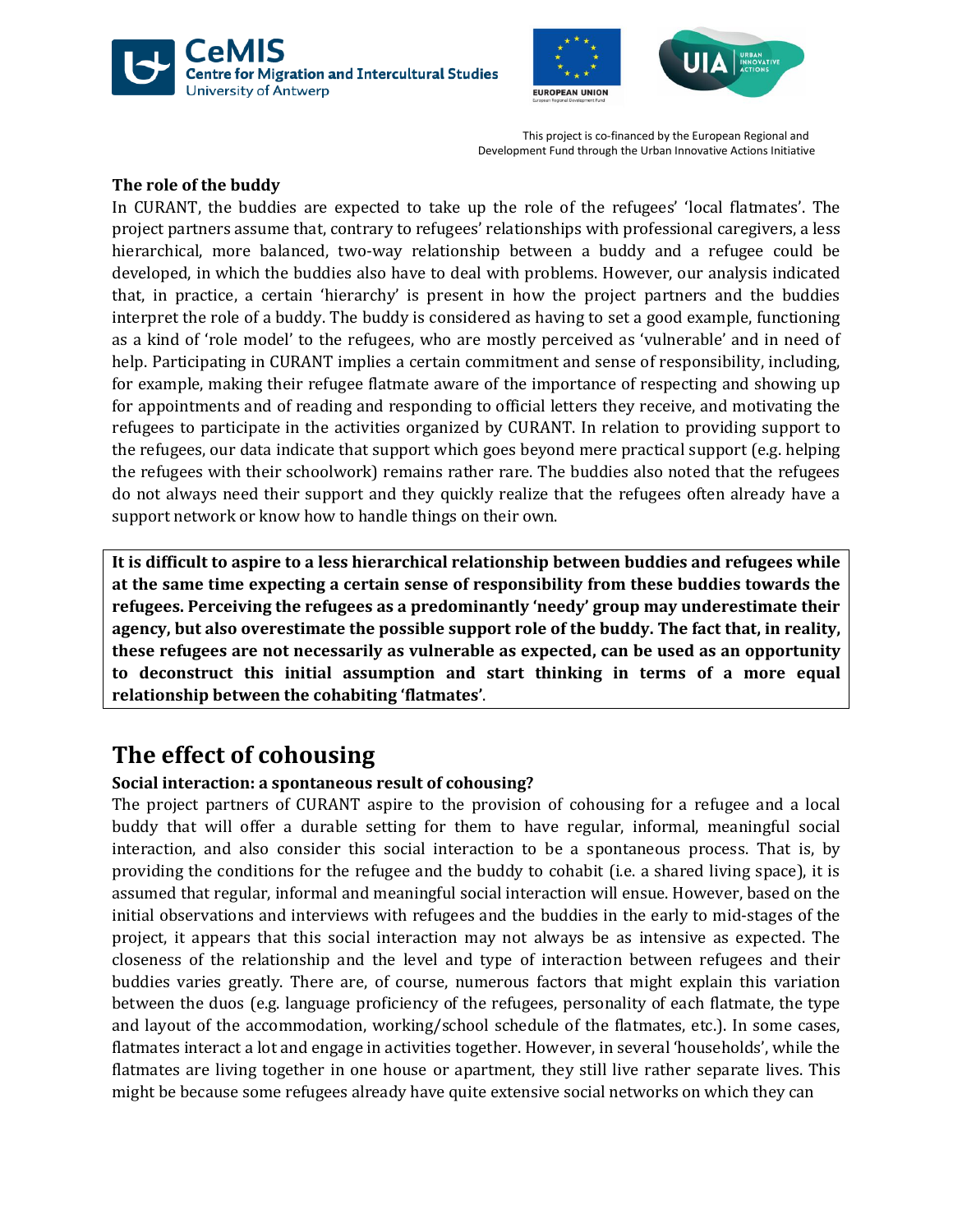### The role of the buddy

In CURANT, the buddies are expected to take up the role of the refugees' 'local flatmates'. The project partners assume that, contrary to refugees' relationships with professional caregivers, a less hierarchical, more balanced, two-way relationship between a buddy and a refugee could be developed, in which the buddies also have to deal with problems. However, our analysis indicated that, in practice, a certain 'hierarchy' is present in how the project partners and the buddies interpret the role of a buddy. The buddy is considered as having to set a good example, functioning as a kind of 'role model' to the refugees, who are mostly perceived as 'vulnerable' and in need of help. Participating in CURANT implies a certain commitment and sense of responsibility, including, for example, making their refugee flatmate aware of the importance of respecting and showing up for appointments and of reading and responding to official letters they receive, and motivating the refugees to participate in the activities organized by CURANT. In relation to providing support to the refugees, our data indicate that support which goes beyond mere practical support (e.g. helping the refugees with their schoolwork) remains rather rare. The buddies also noted that the refugees do not always need their support and they quickly realize that the refugees often already have a support network or know how to handle things on their own.

**It is difficult to aspire to a less hierarchical relationship between buddies and refugees while at the same time expecting a certain sense of responsibility from these buddies towards the refugees. Perceiving the refugees as a predominantly 'needy' group may underestimate their agency, but also overestimate the possible support role of the buddy. The fact that, in reality, these refugees are not necessarily as vulnerable as expected, can be used as an opportunity to deconstruct this initial assumption and start thinking in terms of a more equal relationship between the cohabiting 'flatmates'**.

## The effect of cohousing

### Social interaction: a spontaneous result of cohousing?

The project partners of CURANT aspire to the provision of cohousing for a refugee and a local buddy that will offer a durable setting for them to have regular, informal, meaningful social interaction, and also consider this social interaction to be a spontaneous process. That is, by providing the conditions for the refugee and the buddy to cohabit (i.e. a shared living space), it is assumed that regular, informal and meaningful social interaction will ensue. However, based on the initial observations and interviews with refugees and the buddies in the early to mid-stages of the project, it appears that this social interaction may not always be as intensive as expected. The closeness of the relationship and the level and type of interaction between refugees and their buddies varies greatly. There are, of course, numerous factors that might explain this variation between the duos (e.g. language proficiency of the refugees, personality of each flatmate, the type and layout of the accommodation, working/school schedule of the flatmates, etc.). In some cases, flatmates interact a lot and engage in activities together. However, in several 'households', while the flatmates are living together in one house or apartment, they still live rather separate lives. This might be because some refugees already have quite extensive social networks on which they can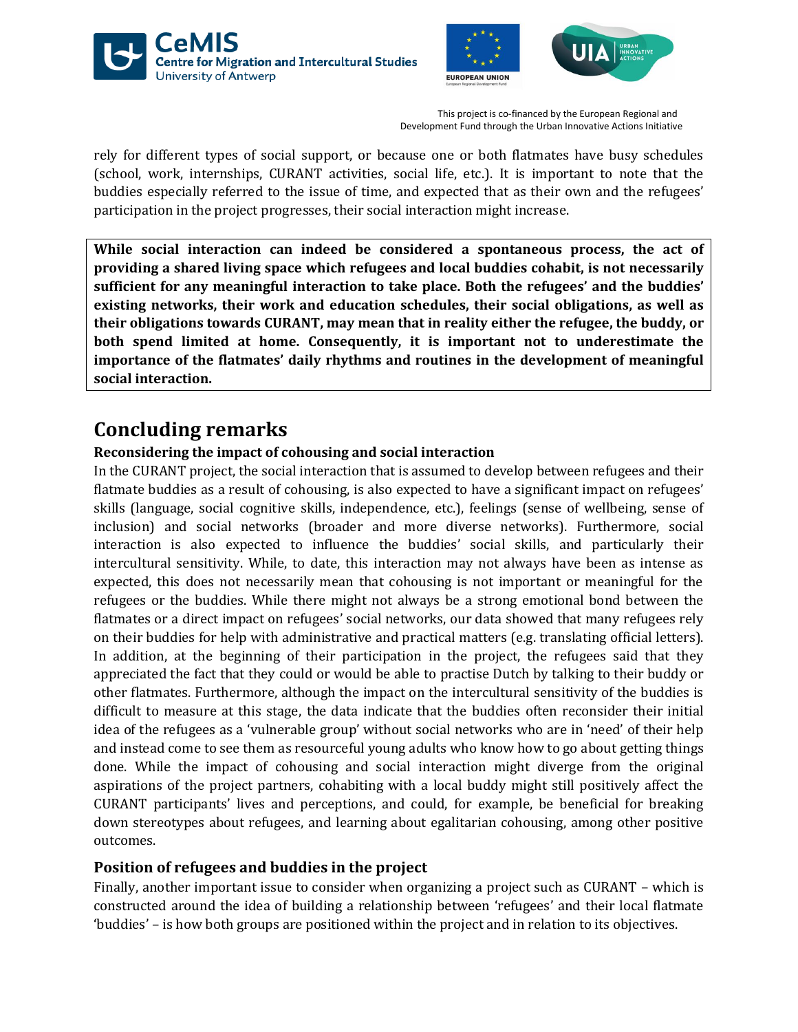rely for different types of social support, or because one or both flatmates have busy schedules (school, work, internships, CURANT activities, social life, etc.). It is important to note that the buddies especially referred to the issue of time, and expected that as their own and the refugees' participation in the project progresses, their social interaction might increase.

**While social interaction can indeed be considered a spontaneous process, the act of providing a shared living space which refugees and local buddies cohabit, is not necessarily sufficient for any meaningful interaction to take place. Both the refugees' and the buddies' existing networks, their work and education schedules, their social obligations, as well as their obligations towards CURANT, may mean that in reality either the refugee, the buddy, or both spend limited at home. Consequently, it is important not to underestimate the importance of the flatmates' daily rhythms and routines in the development of meaningful social interaction.**

# Concluding remarks

### Reconsidering the impact of cohousing and social interaction

In the CURANT project, the social interaction that is assumed to develop between refugees and their flatmate buddies as a result of cohousing, is also expected to have a significant impact on refugees' skills (language, social cognitive skills, independence, etc.), feelings (sense of wellbeing, sense of inclusion) and social networks (broader and more diverse networks). Furthermore, social interaction is also expected to influence the buddies' social skills, and particularly their intercultural sensitivity. While, to date, this interaction may not always have been as intense as expected, this does not necessarily mean that cohousing is not important or meaningful for the refugees or the buddies. While there might not always be a strong emotional bond between the flatmates or a direct impact on refugees' social networks, our data showed that many refugees rely on their buddies for help with administrative and practical matters (e.g. translating official letters). In addition, at the beginning of their participation in the project, the refugees said that they appreciated the fact that they could or would be able to practise Dutch by talking to their buddy or other flatmates. Furthermore, although the impact on the intercultural sensitivity of the buddies is difficult to measure at this stage, the data indicate that the buddies often reconsider their initial idea of the refugees as a 'vulnerable group' without social networks who are in 'need' of their help and instead come to see them as resourceful young adults who know how to go about getting things done. While the impact of cohousing and social interaction might diverge from the original aspirations of the project partners, cohabiting with a local buddy might still positively affect the CURANT participants' lives and perceptions, and could, for example, be beneficial for breaking down stereotypes about refugees, and learning about egalitarian cohousing, among other positive outcomes.

### Position of refugees and buddies in the project

Finally, another important issue to consider when organizing a project such as CURANT – which is constructed around the idea of building a relationship between 'refugees' and their local flatmate 'buddies' – is how both groups are positioned within the project and in relation to its objectives.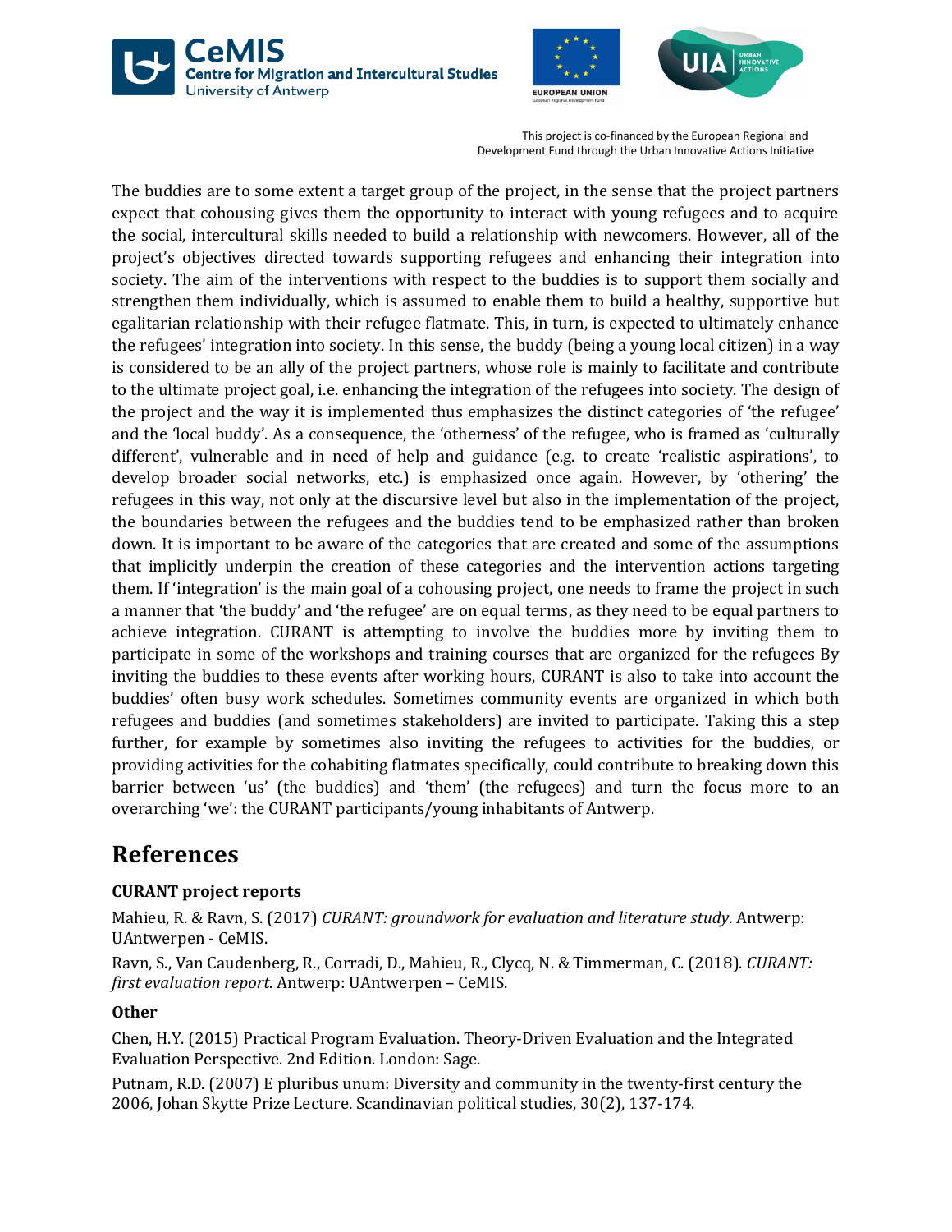The buddies are to some extent a target group of the project, in the sense that the project partners expect that cohousing gives them the opportunity to interact with young refugees and to acquire the social, intercultural skills needed to build a relationship with newcomers. However, all of the project's objectives directed towards supporting refugees and enhancing their integration into society. The aim of the interventions with respect to the buddies is to support them socially and strengthen them individually, which is assumed to enable them to build a healthy, supportive but egalitarian relationship with their refugee flatmate. This, in turn, is expected to ultimately enhance the refugees' integration into society. In this sense, the buddy (being a young local citizen) in a way is considered to be an ally of the project partners, whose role is mainly to facilitate and contribute to the ultimate project goal, i.e. enhancing the integration of the refugees into society. The design of the project and the way it is implemented thus emphasizes the distinct categories of 'the refugee' and the 'local buddy'. As a consequence, the 'otherness' of the refugee, who is framed as 'culturally different', vulnerable and in need of help and guidance (e.g. to create 'realistic aspirations', to develop broader social networks, etc.) is emphasized once again. However, by 'othering' the refugees in this way, not only at the discursive level but also in the implementation of the project, the boundaries between the refugees and the buddies tend to be emphasized rather than broken down. It is important to be aware of the categories that are created and some of the assumptions that implicitly underpin the creation of these categories and the intervention actions targeting them. If 'integration' is the main goal of a cohousing project, one needs to frame the project in such a manner that 'the buddy' and 'the refugee' are on equal terms, as they need to be equal partners to achieve integration. CURANT is attempting to involve the buddies more by inviting them to participate in some of the workshops and training courses that are organized for the refugees By inviting the buddies to these events after working hours, CURANT is also to take into account the buddies' often busy work schedules. Sometimes community events are organized in which both refugees and buddies (and sometimes stakeholders) are invited to participate. Taking this a step further, for example by sometimes also inviting the refugees to activities for the buddies, or providing activities for the cohabiting flatmates specifically, could contribute to breaking down this barrier between 'us' (the buddies) and 'them' (the refugees) and turn the focus more to an overarching 'we': the CURANT participants/young inhabitants of Antwerp.

# References

### CURANT project reports

Mahieu, R. & Ravn, S. (2017) *CURANT: groundwork for evaluation and literature study*. Antwerp: UAntwerpen - CeMIS.

Ravn, S., Van Caudenberg, R., Corradi, D., Mahieu, R., Clycq, N. & Timmerman, C. (2018). *CURANT: first evaluation report*. Antwerp: UAntwerpen – CeMIS.

### Other

Chen, H.Y. (2015) Practical Program Evaluation. Theory-Driven Evaluation and the Integrated Evaluation Perspective. 2nd Edition. London: Sage.

Putnam, R.D. (2007) E pluribus unum: Diversity and community in the twenty-first century the 2006, Johan Skytte Prize Lecture. Scandinavian political studies, 30(2), 137-174.